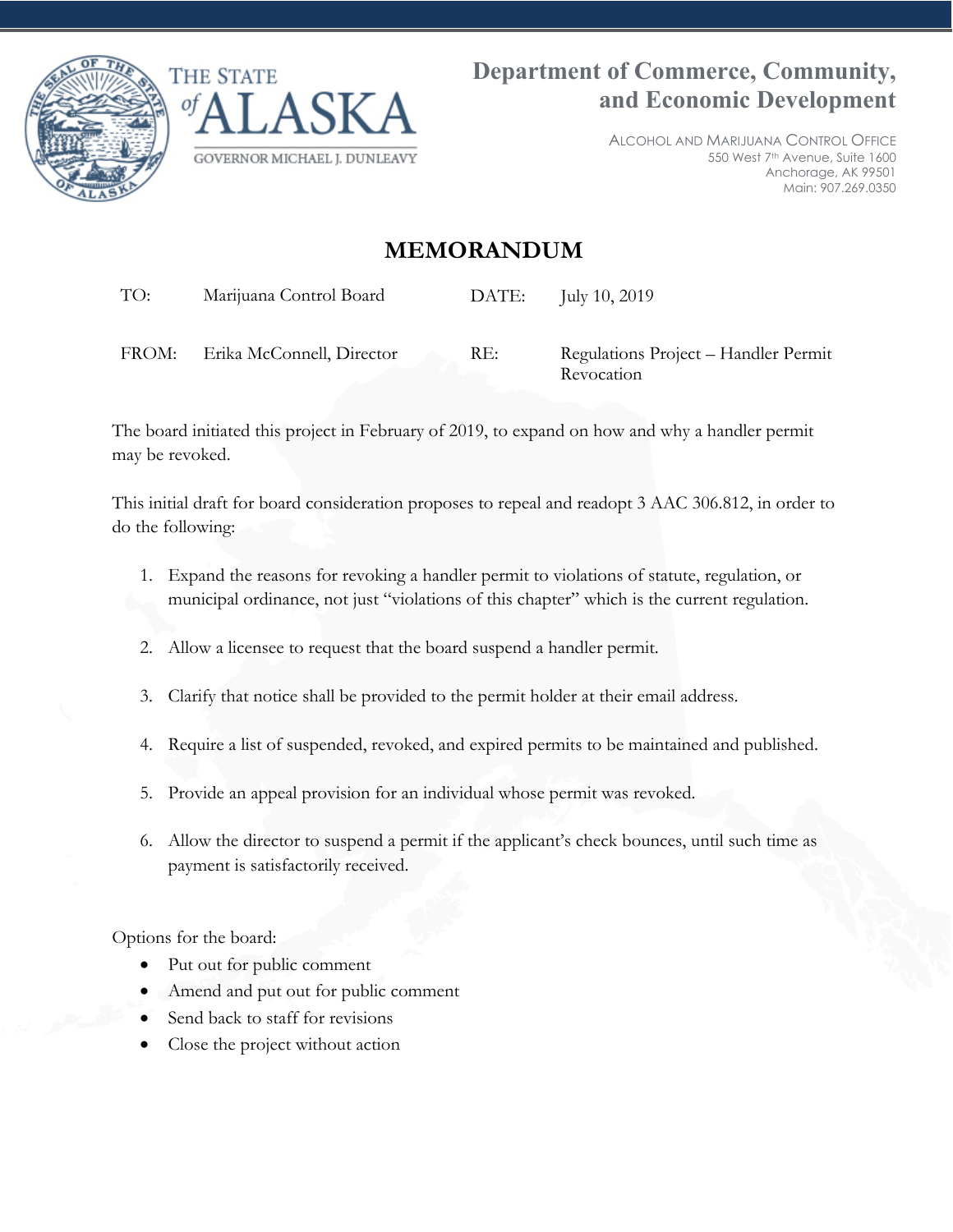THE STATE of ALASKA

GOVERNOR MICHAEL J. DUNLEAVY

**Department of Commerce, Community, and Economic Development**

ALCOHOL AND MARIJUANA CONTROL OFFICE
550 West 7th Avenue, Suite 1600
Anchorage, AK 99501
Main: 907.269.0350

# MEMORANDUM

| | | | |
|---|---|---|---|
| TO: | Marijuana Control Board | DATE: | July 10, 2019 |
| FROM: | Erika McConnell, Director | RE: | Regulations Project – Handler Permit Revocation |

The board initiated this project in February of 2019, to expand on how and why a handler permit may be revoked.

This initial draft for board consideration proposes to repeal and readopt 3 AAC 306.812, in order to do the following:

1. Expand the reasons for revoking a handler permit to violations of statute, regulation, or municipal ordinance, not just "violations of this chapter" which is the current regulation.

2. Allow a licensee to request that the board suspend a handler permit.

3. Clarify that notice shall be provided to the permit holder at their email address.

4. Require a list of suspended, revoked, and expired permits to be maintained and published.

5. Provide an appeal provision for an individual whose permit was revoked.

6. Allow the director to suspend a permit if the applicant's check bounces, until such time as payment is satisfactorily received.

Options for the board:

- Put out for public comment
- Amend and put out for public comment
- Send back to staff for revisions
- Close the project without action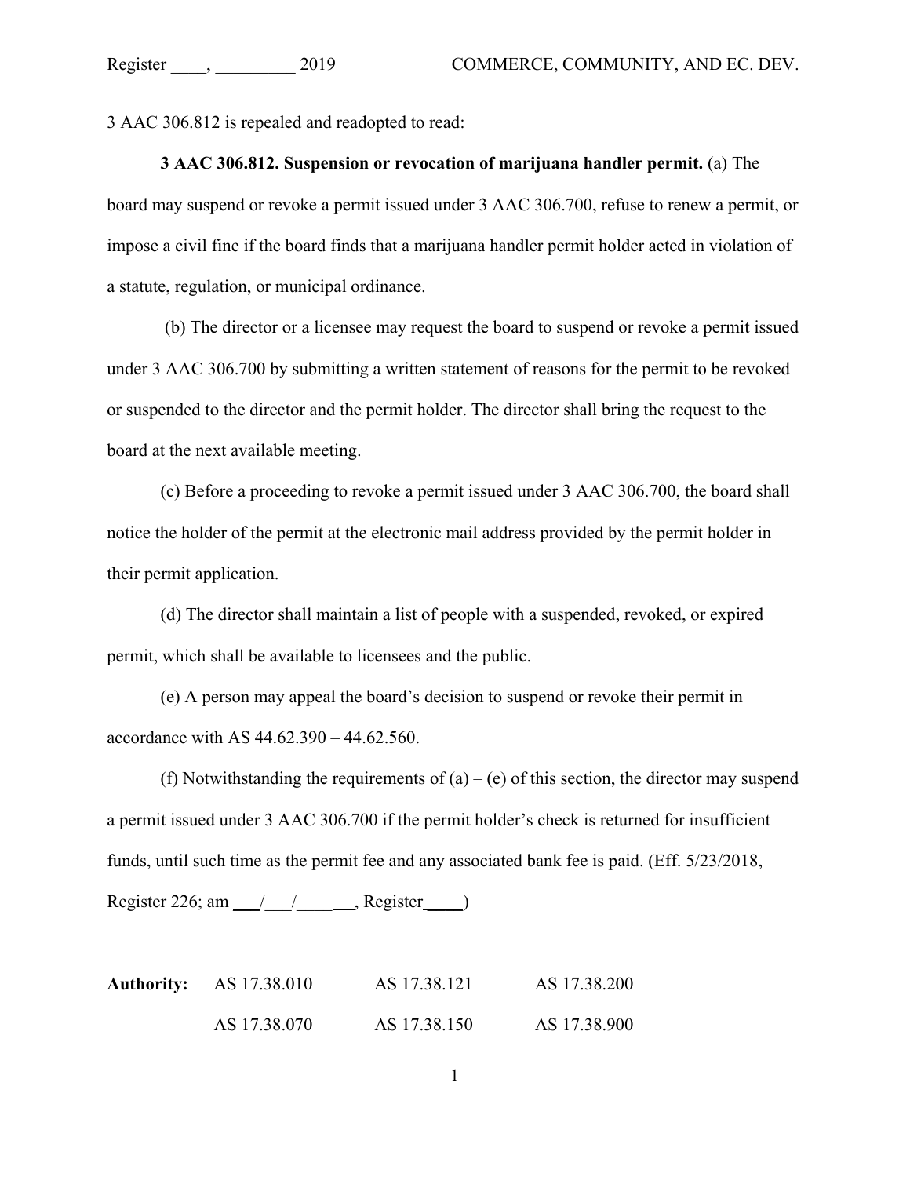3 AAC 306.812 is repealed and readopted to read:

**3 AAC 306.812. Suspension or revocation of marijuana handler permit.** (a) The board may suspend or revoke a permit issued under 3 AAC 306.700, refuse to renew a permit, or impose a civil fine if the board finds that a marijuana handler permit holder acted in violation of a statute, regulation, or municipal ordinance.

(b) The director or a licensee may request the board to suspend or revoke a permit issued under 3 AAC 306.700 by submitting a written statement of reasons for the permit to be revoked or suspended to the director and the permit holder. The director shall bring the request to the board at the next available meeting.

(c) Before a proceeding to revoke a permit issued under 3 AAC 306.700, the board shall notice the holder of the permit at the electronic mail address provided by the permit holder in their permit application.

(d) The director shall maintain a list of people with a suspended, revoked, or expired permit, which shall be available to licensees and the public.

(e) A person may appeal the board's decision to suspend or revoke their permit in accordance with AS 44.62.390 – 44.62.560.

(f) Notwithstanding the requirements of (a) – (e) of this section, the director may suspend a permit issued under 3 AAC 306.700 if the permit holder's check is returned for insufficient funds, until such time as the permit fee and any associated bank fee is paid. (Eff. 5/23/2018, Register 226; am \_\_\_/\_\_\_/\_\_\_\_\_\_, Register\_\_\_\_)

| | | | |
|---|---|---|---|
| **Authority:** | AS 17.38.010 | AS 17.38.121 | AS 17.38.200 |
| | AS 17.38.070 | AS 17.38.150 | AS 17.38.900 |